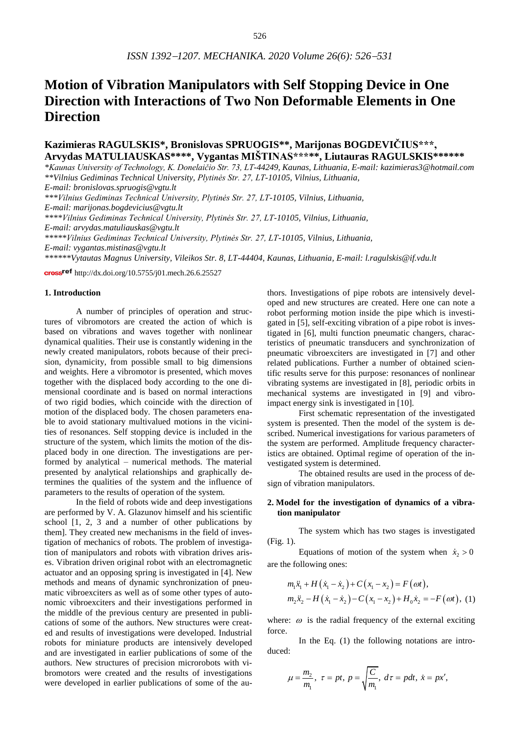# Motion of Vibration Manipulators with Self Stopping Device in One Direction with Interactions of Two Non Deformable Elements in One Direction

**Kazimieras RAGULSKIS\*, Bronislovas SPRUOGIS\*\*, Marijonas BOGDEVIČIUS\*\*\*, Arvydas MATULIAUSKAS\*\*\*\*, Vygantas MIŠTINAS\*\*\*\*\*, Liutauras RAGULSKIS\*\*\*\*\*\***

*\*Kaunas University of Technology, K. Donelaičio Str. 73, LT-44249, Kaunas, Lithuania, E-mail: kazimieras3@hotmail.com*
*\*\*Vilnius Gediminas Technical University, Plytinės Str. 27, LT-10105, Vilnius, Lithuania, E-mail: bronislovas.spruogis@vgtu.lt*
*\*\*\*Vilnius Gediminas Technical University, Plytinės Str. 27, LT-10105, Vilnius, Lithuania, E-mail: marijonas.bogdevicius@vgtu.lt*
*\*\*\*\*Vilnius Gediminas Technical University, Plytinės Str. 27, LT-10105, Vilnius, Lithuania, E-mail: arvydas.matuliauskas@vgtu.lt*
*\*\*\*\*\*Vilnius Gediminas Technical University, Plytinės Str. 27, LT-10105, Vilnius, Lithuania, E-mail: vygantas.mistinas@vgtu.lt*
*\*\*\*\*\*\*Vytautas Magnus University, Vileikos Str. 8, LT-44404, Kaunas, Lithuania, E-mail: l.ragulskis@if.vdu.lt*

crossref http://dx.doi.org/10.5755/j01.mech.26.6.25527

## 1. Introduction

A number of principles of operation and structures of vibromotors are created the action of which is based on vibrations and waves together with nonlinear dynamical qualities. Their use is constantly widening in the newly created manipulators, robots because of their precision, dynamicity, from possible small to big dimensions and weights. Here a vibromotor is presented, which moves together with the displaced body according to the one dimensional coordinate and is based on normal interactions of two rigid bodies, which coincide with the direction of motion of the displaced body. The chosen parameters enable to avoid stationary multivalued motions in the vicinities of resonances. Self stopping device is included in the structure of the system, which limits the motion of the displaced body in one direction. The investigations are performed by analytical – numerical methods. The material presented by analytical relationships and graphically determines the qualities of the system and the influence of parameters to the results of operation of the system.

In the field of robots wide and deep investigations are performed by V. A. Glazunov himself and his scientific school [1, 2, 3 and a number of other publications by them]. They created new mechanisms in the field of investigation of mechanics of robots. The problem of investigation of manipulators and robots with vibration drives arises. Vibration driven original robot with an electromagnetic actuator and an opposing spring is investigated in [4]. New methods and means of dynamic synchronization of pneumatic vibroexciters as well as of some other types of autonomic vibroexciters and their investigations performed in the middle of the previous century are presented in publications of some of the authors. New structures were created and results of investigations were developed. Industrial robots for miniature products are intensively developed and are investigated in earlier publications of some of the authors. New structures of precision microrobots with vibromotors were created and the results of investigations were developed in earlier publications of some of the authors. Investigations of pipe robots are intensively developed and new structures are created. Here one can note a robot performing motion inside the pipe which is investigated in [5], self-exciting vibration of a pipe robot is investigated in [6], multi function pneumatic changers, characteristics of pneumatic transducers and synchronization of pneumatic vibroexciters are investigated in [7] and other related publications. Further a number of obtained scientific results serve for this purpose: resonances of nonlinear vibrating systems are investigated in [8], periodic orbits in mechanical systems are investigated in [9] and vibro-impact energy sink is investigated in [10].

First schematic representation of the investigated system is presented. Then the model of the system is described. Numerical investigations for various parameters of the system are performed. Amplitude frequency characteristics are obtained. Optimal regime of operation of the investigated system is determined.

The obtained results are used in the process of design of vibration manipulators.

## 2. Model for the investigation of dynamics of a vibration manipulator

The system which has two stages is investigated (Fig. 1).

Equations of motion of the system when $\dot{x}_2 > 0$ are the following ones:

$$m_1\ddot{x}_1 + H\left(\dot{x}_1 - \dot{x}_2\right) + C\left(x_1 - x_2\right) = F\left(\omega t\right),$$
$$m_2\ddot{x}_2 - H\left(\dot{x}_1 - \dot{x}_2\right) - C\left(x_1 - x_2\right) + H_0\dot{x}_2 = -F\left(\omega t\right), \quad (1)$$

where: $\omega$ is the radial frequency of the external exciting force.

In the Eq. (1) the following notations are introduced:

$$\mu = \frac{m_2}{m_1},\ \tau = pt,\ p = \sqrt{\frac{C}{m_1}},\ d\tau = pdt,\ \dot{x} = px',$$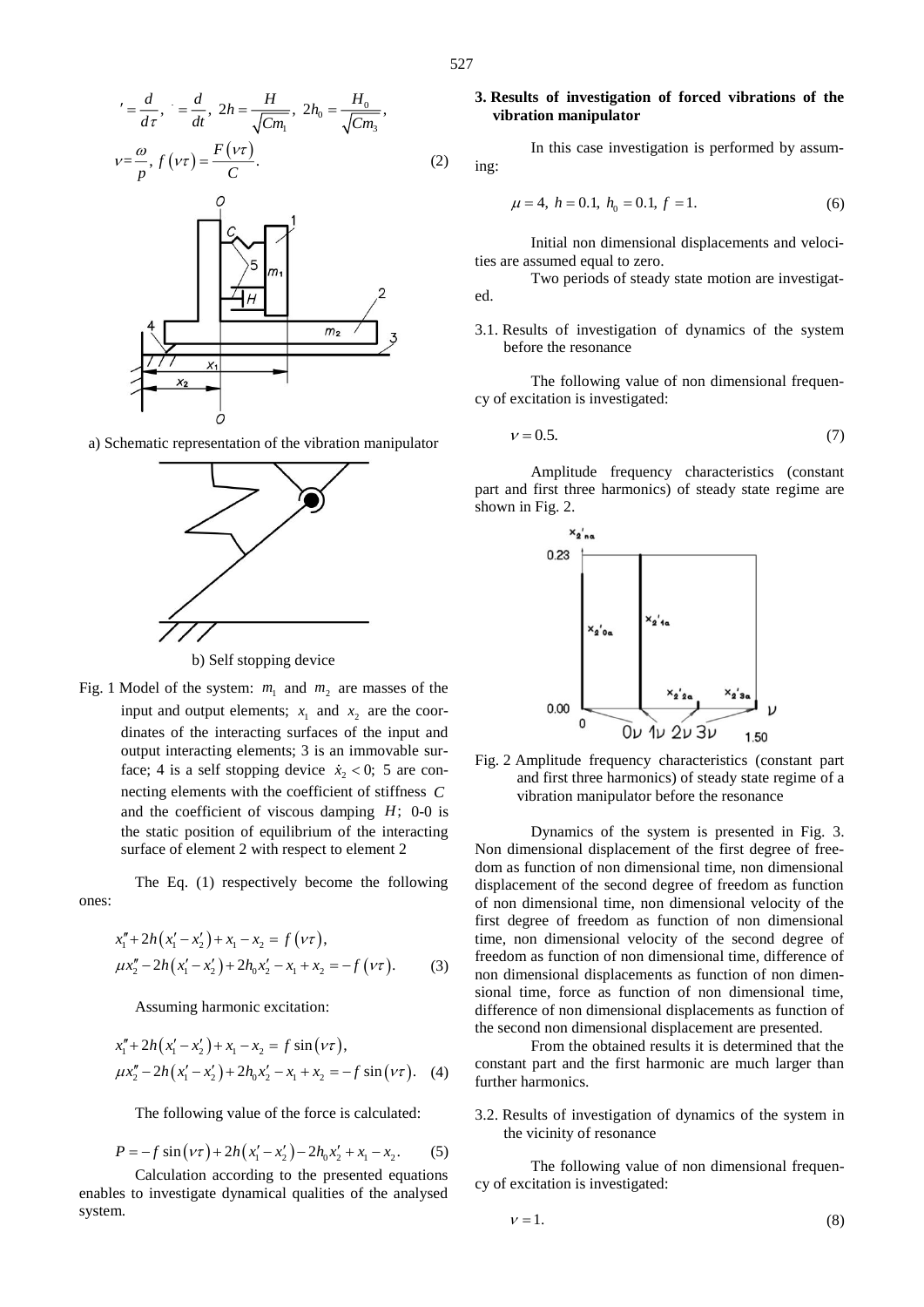$$' = \frac{d}{d\tau},\ \dot{} = \frac{d}{dt},\ 2h = \frac{H}{\sqrt{Cm_1}},\ 2h_0 = \frac{H_0}{\sqrt{Cm_3}},$$

$$\nu = \frac{\omega}{p},\ f(\nu\tau) = \frac{F(\nu\tau)}{C}. \qquad (2)$$

a) Schematic representation of the vibration manipulator

b) Self stopping device

Fig. 1 Model of the system: $m_1$ and $m_2$ are masses of the input and output elements; $x_1$ and $x_2$ are the coordinates of the interacting surfaces of the input and output interacting elements; 3 is an immovable surface; 4 is a self stopping device $\dot{x}_2 < 0$; 5 are connecting elements with the coefficient of stiffness $C$ and the coefficient of viscous damping $H$; 0-0 is the static position of equilibrium of the interacting surface of element 2 with respect to element 2

The Eq. (1) respectively become the following ones:

$$x_1'' + 2h(x_1' - x_2') + x_1 - x_2 = f(\nu\tau),$$
$$\mu x_2'' - 2h(x_1' - x_2') + 2h_0 x_2' - x_1 + x_2 = -f(\nu\tau). \qquad (3)$$

Assuming harmonic excitation:

$$x_1'' + 2h(x_1' - x_2') + x_1 - x_2 = f\sin(\nu\tau),$$
$$\mu x_2'' - 2h(x_1' - x_2') + 2h_0 x_2' - x_1 + x_2 = -f\sin(\nu\tau). \qquad (4)$$

The following value of the force is calculated:

$$P = -f\sin(\nu\tau) + 2h(x_1' - x_2') - 2h_0 x_2' + x_1 - x_2. \qquad (5)$$

Calculation according to the presented equations enables to investigate dynamical qualities of the analysed system.

## 3. Results of investigation of forced vibrations of the vibration manipulator

In this case investigation is performed by assuming:

$$\mu = 4,\ h = 0.1,\ h_0 = 0.1,\ f = 1. \qquad (6)$$

Initial non dimensional displacements and velocities are assumed equal to zero.

Two periods of steady state motion are investigated.

### 3.1. Results of investigation of dynamics of the system before the resonance

The following value of non dimensional frequency of excitation is investigated:

$$\nu = 0.5. \qquad (7)$$

Amplitude frequency characteristics (constant part and first three harmonics) of steady state regime are shown in Fig. 2.

Fig. 2 Amplitude frequency characteristics (constant part and first three harmonics) of steady state regime of a vibration manipulator before the resonance

Dynamics of the system is presented in Fig. 3. Non dimensional displacement of the first degree of freedom as function of non dimensional time, non dimensional displacement of the second degree of freedom as function of non dimensional time, non dimensional velocity of the first degree of freedom as function of non dimensional time, non dimensional velocity of the second degree of freedom as function of non dimensional time, difference of non dimensional displacements as function of non dimensional time, force as function of non dimensional time, difference of non dimensional displacements as function of the second non dimensional displacement are presented.

From the obtained results it is determined that the constant part and the first harmonic are much larger than further harmonics.

### 3.2. Results of investigation of dynamics of the system in the vicinity of resonance

The following value of non dimensional frequency of excitation is investigated:

$$\nu = 1. \qquad (8)$$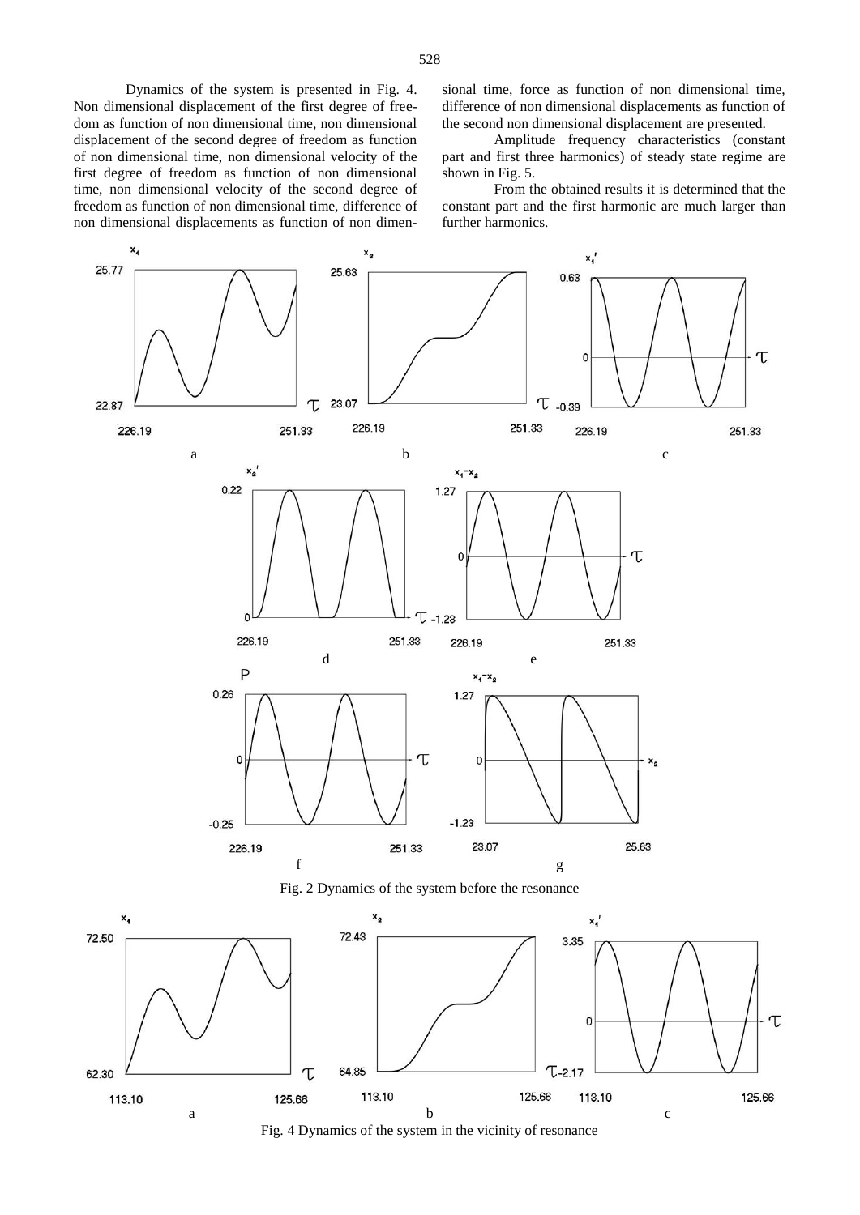Dynamics of the system is presented in Fig. 4. Non dimensional displacement of the first degree of freedom as function of non dimensional time, non dimensional displacement of the second degree of freedom as function of non dimensional time, non dimensional velocity of the first degree of freedom as function of non dimensional time, non dimensional velocity of the second degree of freedom as function of non dimensional time, difference of non dimensional displacements as function of non dimensional time, force as function of non dimensional time, difference of non dimensional displacements as function of the second non dimensional displacement are presented.

Amplitude frequency characteristics (constant part and first three harmonics) of steady state regime are shown in Fig. 5.

From the obtained results it is determined that the constant part and the first harmonic are much larger than further harmonics.

Fig. 2 Dynamics of the system before the resonance

Fig. 4 Dynamics of the system in the vicinity of resonance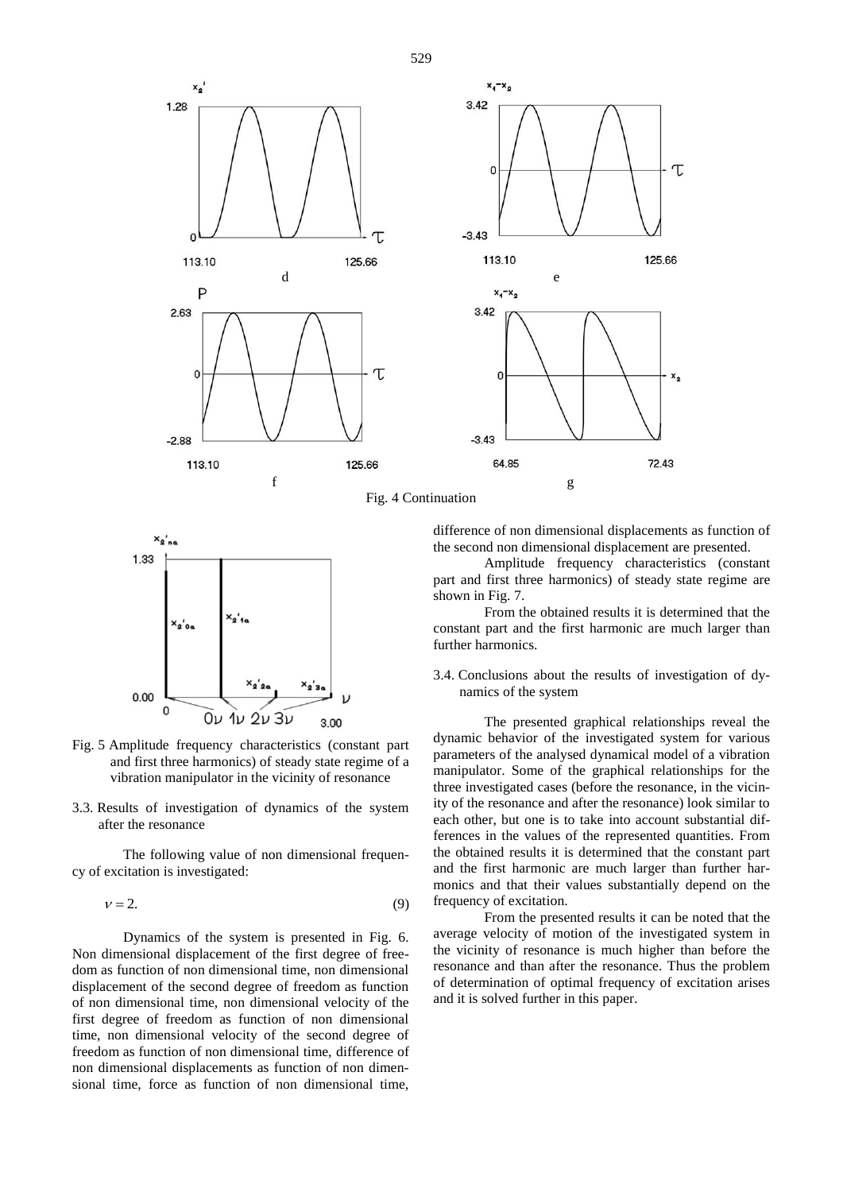Fig. 4 Continuation

Fig. 5 Amplitude frequency characteristics (constant part and first three harmonics) of steady state regime of a vibration manipulator in the vicinity of resonance

3.3. Results of investigation of dynamics of the system after the resonance

The following value of non dimensional frequency of excitation is investigated:

$$\nu = 2. \tag{9}$$

Dynamics of the system is presented in Fig. 6. Non dimensional displacement of the first degree of freedom as function of non dimensional time, non dimensional displacement of the second degree of freedom as function of non dimensional time, non dimensional velocity of the first degree of freedom as function of non dimensional time, non dimensional velocity of the second degree of freedom as function of non dimensional time, difference of non dimensional displacements as function of non dimensional time, force as function of non dimensional time, difference of non dimensional displacements as function of the second non dimensional displacement are presented.

Amplitude frequency characteristics (constant part and first three harmonics) of steady state regime are shown in Fig. 7.

From the obtained results it is determined that the constant part and the first harmonic are much larger than further harmonics.

3.4. Conclusions about the results of investigation of dynamics of the system

The presented graphical relationships reveal the dynamic behavior of the investigated system for various parameters of the analysed dynamical model of a vibration manipulator. Some of the graphical relationships for the three investigated cases (before the resonance, in the vicinity of the resonance and after the resonance) look similar to each other, but one is to take into account substantial differences in the values of the represented quantities. From the obtained results it is determined that the constant part and the first harmonic are much larger than further harmonics and that their values substantially depend on the frequency of excitation.

From the presented results it can be noted that the average velocity of motion of the investigated system in the vicinity of resonance is much higher than before the resonance and than after the resonance. Thus the problem of determination of optimal frequency of excitation arises and it is solved further in this paper.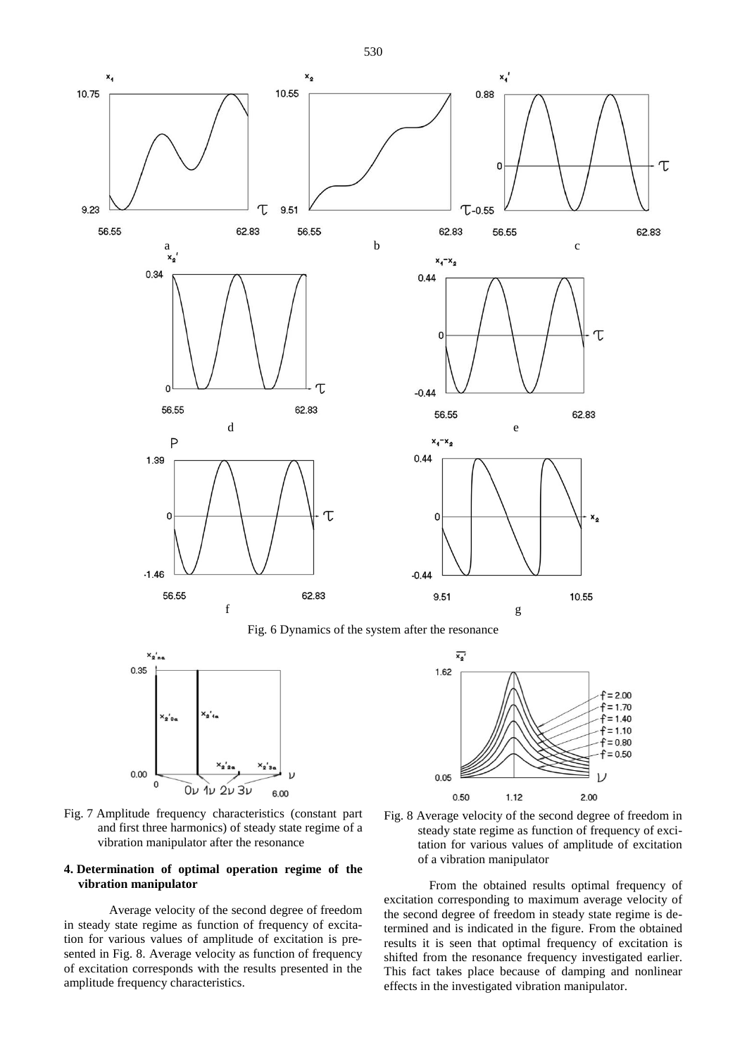Fig. 6 Dynamics of the system after the resonance

Fig. 7 Amplitude frequency characteristics (constant part and first three harmonics) of steady state regime of a vibration manipulator after the resonance

## 4. Determination of optimal operation regime of the vibration manipulator

Average velocity of the second degree of freedom in steady state regime as function of frequency of excitation for various values of amplitude of excitation is presented in Fig. 8. Average velocity as function of frequency of excitation corresponds with the results presented in the amplitude frequency characteristics.

Fig. 8 Average velocity of the second degree of freedom in steady state regime as function of frequency of excitation for various values of amplitude of excitation of a vibration manipulator

From the obtained results optimal frequency of excitation corresponding to maximum average velocity of the second degree of freedom in steady state regime is determined and is indicated in the figure. From the obtained results it is seen that optimal frequency of excitation is shifted from the resonance frequency investigated earlier. This fact takes place because of damping and nonlinear effects in the investigated vibration manipulator.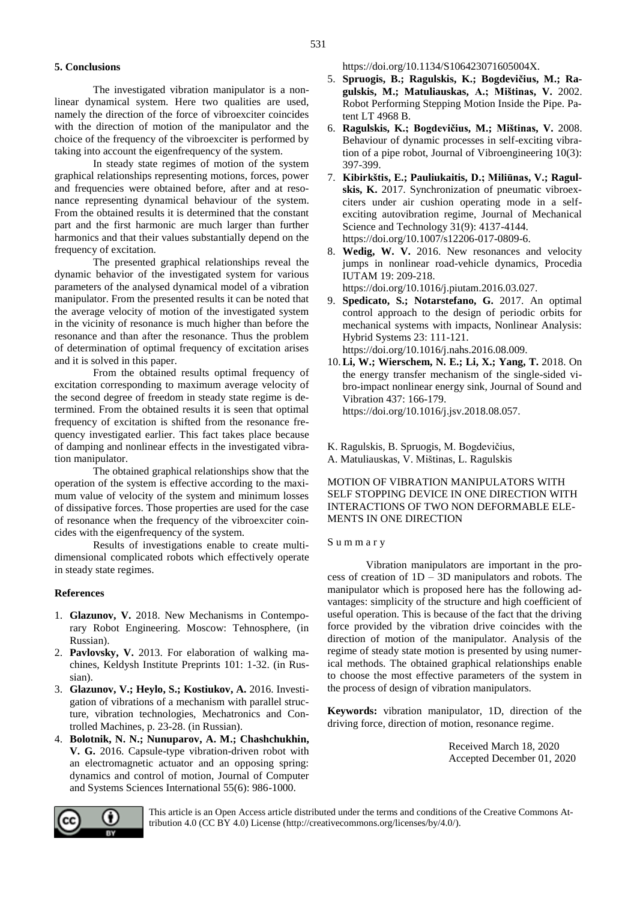## 5. Conclusions

The investigated vibration manipulator is a nonlinear dynamical system. Here two qualities are used, namely the direction of the force of vibroexciter coincides with the direction of motion of the manipulator and the choice of the frequency of the vibroexciter is performed by taking into account the eigenfrequency of the system.

In steady state regimes of motion of the system graphical relationships representing motions, forces, power and frequencies were obtained before, after and at resonance representing dynamical behaviour of the system. From the obtained results it is determined that the constant part and the first harmonic are much larger than further harmonics and that their values substantially depend on the frequency of excitation.

The presented graphical relationships reveal the dynamic behavior of the investigated system for various parameters of the analysed dynamical model of a vibration manipulator. From the presented results it can be noted that the average velocity of motion of the investigated system in the vicinity of resonance is much higher than before the resonance and than after the resonance. Thus the problem of determination of optimal frequency of excitation arises and it is solved in this paper.

From the obtained results optimal frequency of excitation corresponding to maximum average velocity of the second degree of freedom in steady state regime is determined. From the obtained results it is seen that optimal frequency of excitation is shifted from the resonance frequency investigated earlier. This fact takes place because of damping and nonlinear effects in the investigated vibration manipulator.

The obtained graphical relationships show that the operation of the system is effective according to the maximum value of velocity of the system and minimum losses of dissipative forces. Those properties are used for the case of resonance when the frequency of the vibroexciter coincides with the eigenfrequency of the system.

Results of investigations enable to create multidimensional complicated robots which effectively operate in steady state regimes.

## References

1. **Glazunov, V.** 2018. New Mechanisms in Contemporary Robot Engineering. Moscow: Tehnosphere, (in Russian).
2. **Pavlovsky, V.** 2013. For elaboration of walking machines, Keldysh Institute Preprints 101: 1-32. (in Russian).
3. **Glazunov, V.; Heylo, S.; Kostiukov, A.** 2016. Investigation of vibrations of a mechanism with parallel structure, vibration technologies, Mechatronics and Controlled Machines, p. 23-28. (in Russian).
4. **Bolotnik, N. N.; Nunuparov, A. M.; Chashchukhin, V. G.** 2016. Capsule-type vibration-driven robot with an electromagnetic actuator and an opposing spring: dynamics and control of motion, Journal of Computer and Systems Sciences International 55(6): 986-1000. https://doi.org/10.1134/S106423071605004X.
5. **Spruogis, B.; Ragulskis, K.; Bogdevičius, M.; Ragulskis, M.; Matuliauskas, A.; Mištinas, V.** 2002. Robot Performing Stepping Motion Inside the Pipe. Patent LT 4968 B.
6. **Ragulskis, K.; Bogdevičius, M.; Mištinas, V.** 2008. Behaviour of dynamic processes in self-exciting vibration of a pipe robot, Journal of Vibroengineering 10(3): 397-399.
7. **Kibirkštis, E.; Pauliukaitis, D.; Miliūnas, V.; Ragulskis, K.** 2017. Synchronization of pneumatic vibroexciters under air cushion operating mode in a self-exciting autovibration regime, Journal of Mechanical Science and Technology 31(9): 4137-4144. https://doi.org/10.1007/s12206-017-0809-6.
8. **Wedig, W. V.** 2016. New resonances and velocity jumps in nonlinear road-vehicle dynamics, Procedia IUTAM 19: 209-218. https://doi.org/10.1016/j.piutam.2016.03.027.
9. **Spedicato, S.; Notarstefano, G.** 2017. An optimal control approach to the design of periodic orbits for mechanical systems with impacts, Nonlinear Analysis: Hybrid Systems 23: 111-121. https://doi.org/10.1016/j.nahs.2016.08.009.
10. **Li, W.; Wierschem, N. E.; Li, X.; Yang, T.** 2018. On the energy transfer mechanism of the single-sided vibro-impact nonlinear energy sink, Journal of Sound and Vibration 437: 166-179. https://doi.org/10.1016/j.jsv.2018.08.057.

K. Ragulskis, B. Spruogis, M. Bogdevičius,
A. Matuliauskas, V. Mištinas, L. Ragulskis

MOTION OF VIBRATION MANIPULATORS WITH SELF STOPPING DEVICE IN ONE DIRECTION WITH INTERACTIONS OF TWO NON DEFORMABLE ELEMENTS IN ONE DIRECTION

S u m m a r y

Vibration manipulators are important in the process of creation of 1D – 3D manipulators and robots. The manipulator which is proposed here has the following advantages: simplicity of the structure and high coefficient of useful operation. This is because of the fact that the driving force provided by the vibration drive coincides with the direction of motion of the manipulator. Analysis of the regime of steady state motion is presented by using numerical methods. The obtained graphical relationships enable to choose the most effective parameters of the system in the process of design of vibration manipulators.

**Keywords:** vibration manipulator, 1D, direction of the driving force, direction of motion, resonance regime.

Received March 18, 2020
Accepted December 01, 2020

This article is an Open Access article distributed under the terms and conditions of the Creative Commons Attribution 4.0 (CC BY 4.0) License (http://creativecommons.org/licenses/by/4.0/).